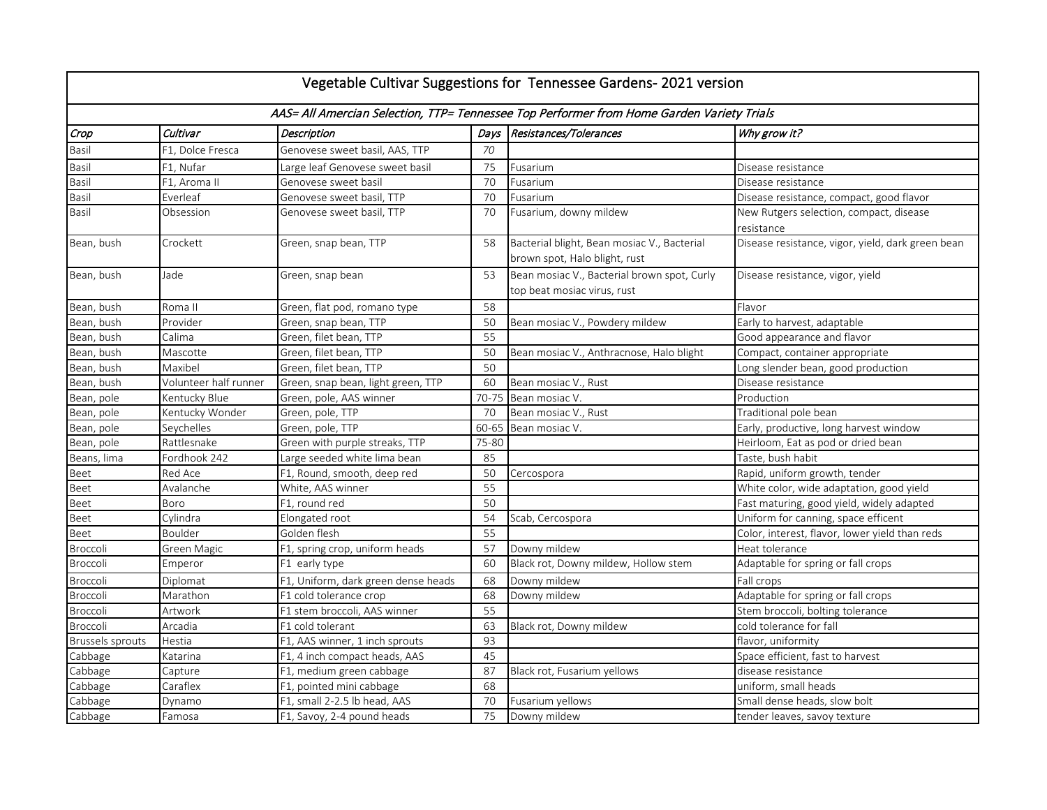# Vegetable Cultivar Suggestions for Tennessee Gardens- 2021 version

*AAS= All Amercian Selection, TTP= Tennessee Top Performer from Home Garden Variety Trials*

| *Crop* | *Cultivar* | *Description* | *Days* | *Resistances/Tolerances* | *Why grow it?* |
|---|---|---|---|---|---|
| Basil | F1, Dolce Fresca | Genovese sweet basil, AAS, TTP | *70* | | |
| Basil | F1, Nufar | Large leaf Genovese sweet basil | 75 | Fusarium | Disease resistance |
| Basil | F1, Aroma II | Genovese sweet basil | 70 | Fusarium | Disease resistance |
| Basil | Everleaf | Genovese sweet basil, TTP | 70 | Fusarium | Disease resistance, compact, good flavor |
| Basil | Obsession | Genovese sweet basil, TTP | 70 | Fusarium, downy mildew | New Rutgers selection, compact, disease resistance |
| Bean, bush | Crockett | Green, snap bean, TTP | 58 | Bacterial blight, Bean mosiac V., Bacterial brown spot, Halo blight, rust | Disease resistance, vigor, yield, dark green bean |
| Bean, bush | Jade | Green, snap bean | 53 | Bean mosiac V., Bacterial brown spot, Curly top beat mosiac virus, rust | Disease resistance, vigor, yield |
| Bean, bush | Roma II | Green, flat pod, romano type | 58 | | Flavor |
| Bean, bush | Provider | Green, snap bean, TTP | 50 | Bean mosiac V., Powdery mildew | Early to harvest, adaptable |
| Bean, bush | Calima | Green, filet bean, TTP | 55 | | Good appearance and flavor |
| Bean, bush | Mascotte | Green, filet bean, TTP | 50 | Bean mosiac V., Anthracnose, Halo blight | Compact, container appropriate |
| Bean, bush | Maxibel | Green, filet bean, TTP | 50 | | Long slender bean, good production |
| Bean, bush | Volunteer half runner | Green, snap bean, light green, TTP | 60 | Bean mosiac V., Rust | Disease resistance |
| Bean, pole | Kentucky Blue | Green, pole, AAS winner | 70-75 | Bean mosiac V. | Production |
| Bean, pole | Kentucky Wonder | Green, pole, TTP | 70 | Bean mosiac V., Rust | Traditional pole bean |
| Bean, pole | Seychelles | Green, pole, TTP | 60-65 | Bean mosiac V. | Early, productive, long harvest window |
| Bean, pole | Rattlesnake | Green with purple streaks, TTP | 75-80 | | Heirloom, Eat as pod or dried bean |
| Beans, lima | Fordhook 242 | Large seeded white lima bean | 85 | | Taste, bush habit |
| Beet | Red Ace | F1, Round, smooth, deep red | 50 | Cercospora | Rapid, uniform growth, tender |
| Beet | Avalanche | White, AAS winner | 55 | | White color, wide adaptation, good yield |
| Beet | Boro | F1, round red | 50 | | Fast maturing, good yield, widely adapted |
| Beet | Cylindra | Elongated root | 54 | Scab, Cercospora | Uniform for canning, space efficent |
| Beet | Boulder | Golden flesh | 55 | | Color, interest, flavor, lower yield than reds |
| Broccoli | Green Magic | F1, spring crop, uniform heads | 57 | Downy mildew | Heat tolerance |
| Broccoli | Emperor | F1 early type | 60 | Black rot, Downy mildew, Hollow stem | Adaptable for spring or fall crops |
| Broccoli | Diplomat | F1, Uniform, dark green dense heads | 68 | Downy mildew | Fall crops |
| Broccoli | Marathon | F1 cold tolerance crop | 68 | Downy mildew | Adaptable for spring or fall crops |
| Broccoli | Artwork | F1 stem broccoli, AAS winner | 55 | | Stem broccoli, bolting tolerance |
| Broccoli | Arcadia | F1 cold tolerant | 63 | Black rot, Downy mildew | cold tolerance for fall |
| Brussels sprouts | Hestia | F1, AAS winner, 1 inch sprouts | 93 | | flavor, uniformity |
| Cabbage | Katarina | F1, 4 inch compact heads, AAS | 45 | | Space efficient, fast to harvest |
| Cabbage | Capture | F1, medium green cabbage | 87 | Black rot, Fusarium yellows | disease resistance |
| Cabbage | Caraflex | F1, pointed mini cabbage | 68 | | uniform, small heads |
| Cabbage | Dynamo | F1, small 2-2.5 lb head, AAS | 70 | Fusarium yellows | Small dense heads, slow bolt |
| Cabbage | Famosa | F1, Savoy, 2-4 pound heads | 75 | Downy mildew | tender leaves, savoy texture |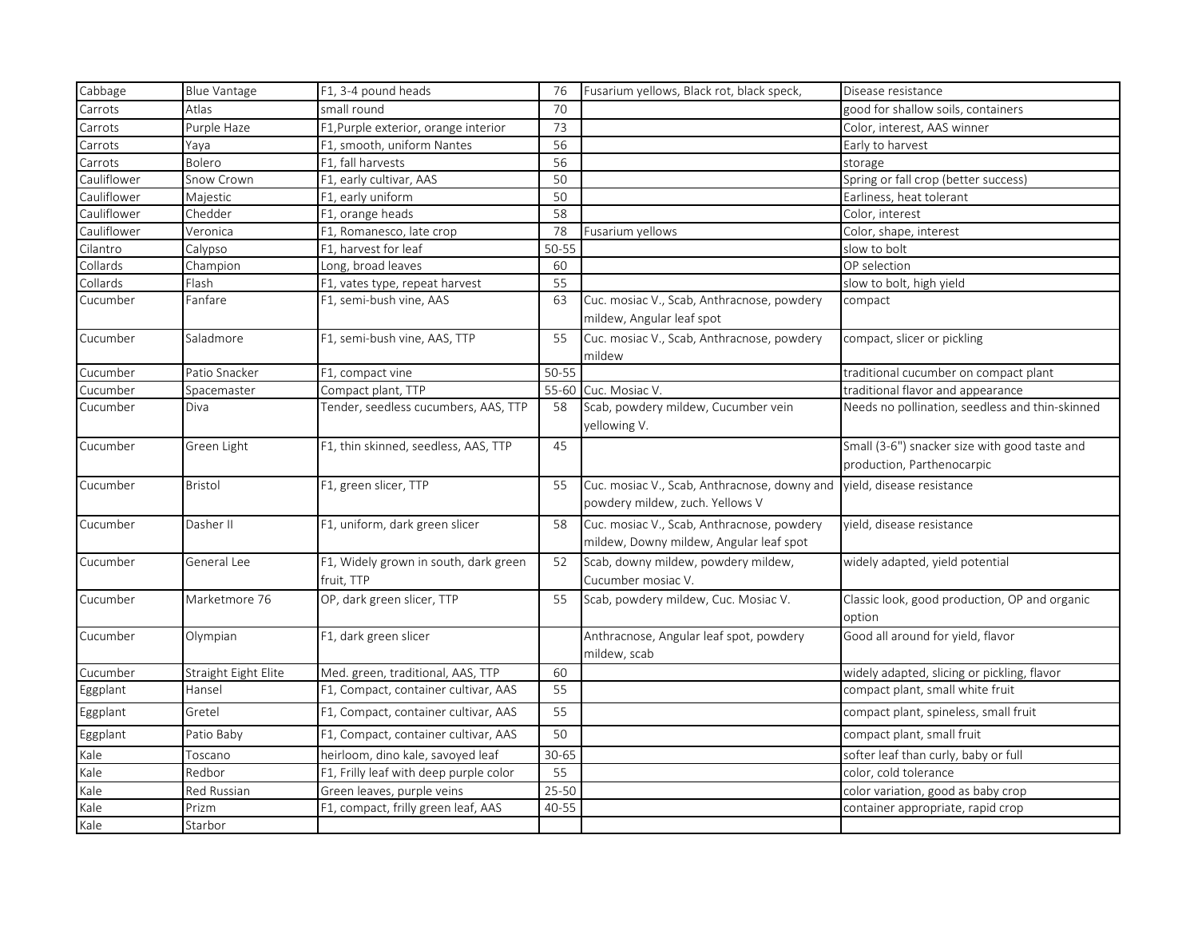| Cabbage | Blue Vantage | F1, 3-4 pound heads | 76 | Fusarium yellows, Black rot, black speck, | Disease resistance |
|---|---|---|---|---|---|
| Carrots | Atlas | small round | 70 | | good for shallow soils, containers |
| Carrots | Purple Haze | F1,Purple exterior, orange interior | 73 | | Color, interest, AAS winner |
| Carrots | Yaya | F1, smooth, uniform Nantes | 56 | | Early to harvest |
| Carrots | Bolero | F1, fall harvests | 56 | | storage |
| Cauliflower | Snow Crown | F1, early cultivar, AAS | 50 | | Spring or fall crop (better success) |
| Cauliflower | Majestic | F1, early uniform | 50 | | Earliness, heat tolerant |
| Cauliflower | Chedder | F1, orange heads | 58 | | Color, interest |
| Cauliflower | Veronica | F1, Romanesco, late crop | 78 | Fusarium yellows | Color, shape, interest |
| Cilantro | Calypso | F1, harvest for leaf | 50-55 | | slow to bolt |
| Collards | Champion | Long, broad leaves | 60 | | OP selection |
| Collards | Flash | F1, vates type, repeat harvest | 55 | | slow to bolt, high yield |
| Cucumber | Fanfare | F1, semi-bush vine, AAS | 63 | Cuc. mosiac V., Scab, Anthracnose, powdery mildew, Angular leaf spot | compact |
| Cucumber | Saladmore | F1, semi-bush vine, AAS, TTP | 55 | Cuc. mosiac V., Scab, Anthracnose, powdery mildew | compact, slicer or pickling |
| Cucumber | Patio Snacker | F1, compact vine | 50-55 | | traditional cucumber on compact plant |
| Cucumber | Spacemaster | Compact plant, TTP | 55-60 | Cuc. Mosiac V. | traditional flavor and appearance |
| Cucumber | Diva | Tender, seedless cucumbers, AAS, TTP | 58 | Scab, powdery mildew, Cucumber vein yellowing V. | Needs no pollination, seedless and thin-skinned |
| Cucumber | Green Light | F1, thin skinned, seedless, AAS, TTP | 45 | | Small (3-6") snacker size with good taste and production, Parthenocarpic |
| Cucumber | Bristol | F1, green slicer, TTP | 55 | Cuc. mosiac V., Scab, Anthracnose, downy and powdery mildew, zuch. Yellows V | yield, disease resistance |
| Cucumber | Dasher II | F1, uniform, dark green slicer | 58 | Cuc. mosiac V., Scab, Anthracnose, powdery mildew, Downy mildew, Angular leaf spot | yield, disease resistance |
| Cucumber | General Lee | F1, Widely grown in south, dark green fruit, TTP | 52 | Scab, downy mildew, powdery mildew, Cucumber mosiac V. | widely adapted, yield potential |
| Cucumber | Marketmore 76 | OP, dark green slicer, TTP | 55 | Scab, powdery mildew, Cuc. Mosiac V. | Classic look, good production, OP and organic option |
| Cucumber | Olympian | F1, dark green slicer | | Anthracnose, Angular leaf spot, powdery mildew, scab | Good all around for yield, flavor |
| Cucumber | Straight Eight Elite | Med. green, traditional, AAS, TTP | 60 | | widely adapted, slicing or pickling, flavor |
| Eggplant | Hansel | F1, Compact, container cultivar, AAS | 55 | | compact plant, small white fruit |
| Eggplant | Gretel | F1, Compact, container cultivar, AAS | 55 | | compact plant, spineless, small fruit |
| Eggplant | Patio Baby | F1, Compact, container cultivar, AAS | 50 | | compact plant, small fruit |
| Kale | Toscano | heirloom, dino kale, savoyed leaf | 30-65 | | softer leaf than curly, baby or full |
| Kale | Redbor | F1, Frilly leaf with deep purple color | 55 | | color, cold tolerance |
| Kale | Red Russian | Green leaves, purple veins | 25-50 | | color variation, good as baby crop |
| Kale | Prizm | F1, compact, frilly green leaf, AAS | 40-55 | | container appropriate, rapid crop |
| Kale | Starbor | | | | |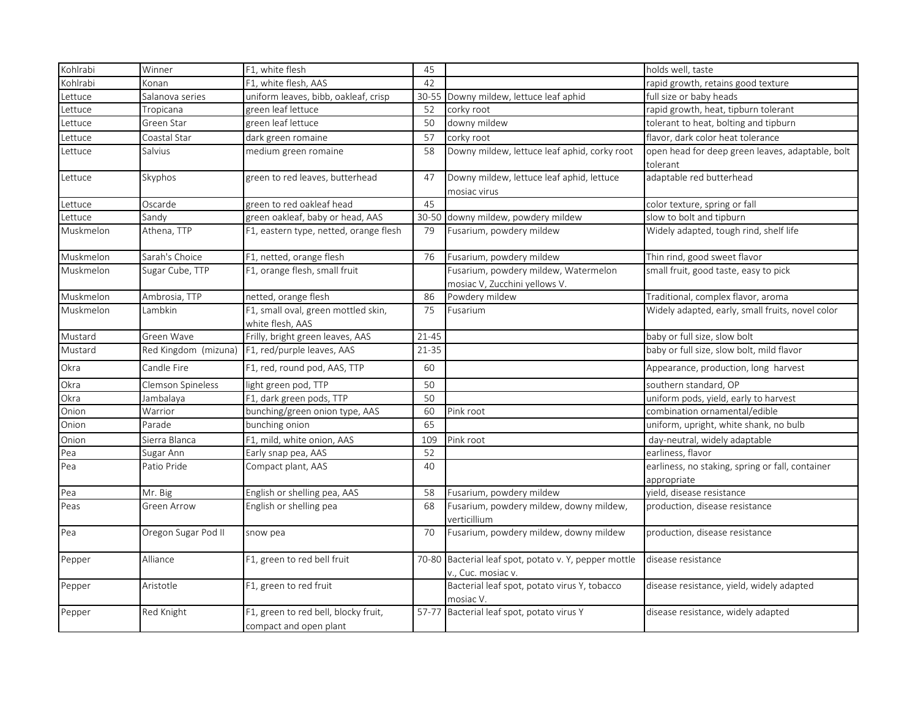| Kohlrabi | Winner | F1, white flesh | 45 | | holds well, taste |
|---|---|---|---|---|---|
| Kohlrabi | Konan | F1, white flesh, AAS | 42 | | rapid growth, retains good texture |
| Lettuce | Salanova series | uniform leaves, bibb, oakleaf, crisp | 30-55 | Downy mildew, lettuce leaf aphid | full size or baby heads |
| Lettuce | Tropicana | green leaf lettuce | 52 | corky root | rapid growth, heat, tipburn tolerant |
| Lettuce | Green Star | green leaf lettuce | 50 | downy mildew | tolerant to heat, bolting and tipburn |
| Lettuce | Coastal Star | dark green romaine | 57 | corky root | flavor, dark color heat tolerance |
| Lettuce | Salvius | medium green romaine | 58 | Downy mildew, lettuce leaf aphid, corky root | open head for deep green leaves, adaptable, bolt tolerant |
| Lettuce | Skyphos | green to red leaves, butterhead | 47 | Downy mildew, lettuce leaf aphid, lettuce mosiac virus | adaptable red butterhead |
| Lettuce | Oscarde | green to red oakleaf head | 45 | | color texture, spring or fall |
| Lettuce | Sandy | green oakleaf, baby or head, AAS | 30-50 | downy mildew, powdery mildew | slow to bolt and tipburn |
| Muskmelon | Athena, TTP | F1, eastern type, netted, orange flesh | 79 | Fusarium, powdery mildew | Widely adapted, tough rind, shelf life |
| Muskmelon | Sarah's Choice | F1, netted, orange flesh | 76 | Fusarium, powdery mildew | Thin rind, good sweet flavor |
| Muskmelon | Sugar Cube, TTP | F1, orange flesh, small fruit | | Fusarium, powdery mildew, Watermelon mosiac V, Zucchini yellows V. | small fruit, good taste, easy to pick |
| Muskmelon | Ambrosia, TTP | netted, orange flesh | 86 | Powdery mildew | Traditional, complex flavor, aroma |
| Muskmelon | Lambkin | F1, small oval, green mottled skin, white flesh, AAS | 75 | Fusarium | Widely adapted, early, small fruits, novel color |
| Mustard | Green Wave | Frilly, bright green leaves, AAS | 21-45 | | baby or full size, slow bolt |
| Mustard | Red Kingdom (mizuna) | F1, red/purple leaves, AAS | 21-35 | | baby or full size, slow bolt, mild flavor |
| Okra | Candle Fire | F1, red, round pod, AAS, TTP | 60 | | Appearance, production, long harvest |
| Okra | Clemson Spineless | light green pod, TTP | 50 | | southern standard, OP |
| Okra | Jambalaya | F1, dark green pods, TTP | 50 | | uniform pods, yield, early to harvest |
| Onion | Warrior | bunching/green onion type, AAS | 60 | Pink root | combination ornamental/edible |
| Onion | Parade | bunching onion | 65 | | uniform, upright, white shank, no bulb |
| Onion | Sierra Blanca | F1, mild, white onion, AAS | 109 | Pink root | day-neutral, widely adaptable |
| Pea | Sugar Ann | Early snap pea, AAS | 52 | | earliness, flavor |
| Pea | Patio Pride | Compact plant, AAS | 40 | | earliness, no staking, spring or fall, container appropriate |
| Pea | Mr. Big | English or shelling pea, AAS | 58 | Fusarium, powdery mildew | yield, disease resistance |
| Peas | Green Arrow | English or shelling pea | 68 | Fusarium, powdery mildew, downy mildew, verticillium | production, disease resistance |
| Pea | Oregon Sugar Pod II | snow pea | 70 | Fusarium, powdery mildew, downy mildew | production, disease resistance |
| Pepper | Alliance | F1, green to red bell fruit | 70-80 | Bacterial leaf spot, potato v. Y, pepper mottle v., Cuc. mosiac v. | disease resistance |
| Pepper | Aristotle | F1, green to red fruit | | Bacterial leaf spot, potato virus Y, tobacco mosiac V. | disease resistance, yield, widely adapted |
| Pepper | Red Knight | F1, green to red bell, blocky fruit, compact and open plant | 57-77 | Bacterial leaf spot, potato virus Y | disease resistance, widely adapted |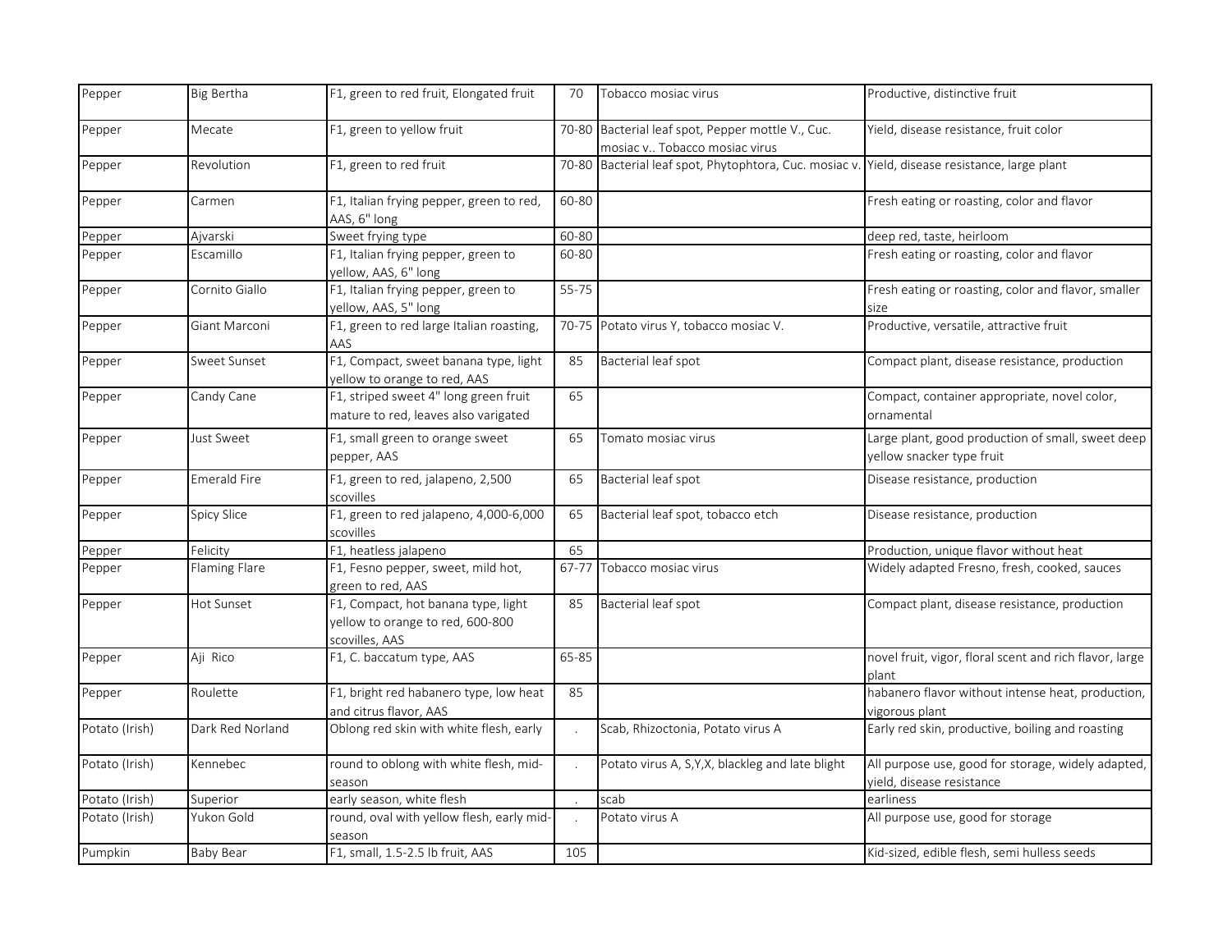| | | | | | |
|---|---|---|---|---|---|
| Pepper | Big Bertha | F1, green to red fruit, Elongated fruit | 70 | Tobacco mosiac virus | Productive, distinctive fruit |
| Pepper | Mecate | F1, green to yellow fruit | 70-80 | Bacterial leaf spot, Pepper mottle V., Cuc. mosiac v.. Tobacco mosiac virus | Yield, disease resistance, fruit color |
| Pepper | Revolution | F1, green to red fruit | 70-80 | Bacterial leaf spot, Phytophtora, Cuc. mosiac v. | Yield, disease resistance, large plant |
| Pepper | Carmen | F1, Italian frying pepper, green to red, AAS, 6" long | 60-80 | | Fresh eating or roasting, color and flavor |
| Pepper | Ajvarski | Sweet frying type | 60-80 | | deep red, taste, heirloom |
| Pepper | Escamillo | F1, Italian frying pepper, green to yellow, AAS, 6" long | 60-80 | | Fresh eating or roasting, color and flavor |
| Pepper | Cornito Giallo | F1, Italian frying pepper, green to yellow, AAS, 5" long | 55-75 | | Fresh eating or roasting, color and flavor, smaller size |
| Pepper | Giant Marconi | F1, green to red large Italian roasting, AAS | 70-75 | Potato virus Y, tobacco mosiac V. | Productive, versatile, attractive fruit |
| Pepper | Sweet Sunset | F1, Compact, sweet banana type, light yellow to orange to red, AAS | 85 | Bacterial leaf spot | Compact plant, disease resistance, production |
| Pepper | Candy Cane | F1, striped sweet 4" long green fruit mature to red, leaves also varigated | 65 | | Compact, container appropriate, novel color, ornamental |
| Pepper | Just Sweet | F1, small green to orange sweet pepper, AAS | 65 | Tomato mosiac virus | Large plant, good production of small, sweet deep yellow snacker type fruit |
| Pepper | Emerald Fire | F1, green to red, jalapeno, 2,500 scovilles | 65 | Bacterial leaf spot | Disease resistance, production |
| Pepper | Spicy Slice | F1, green to red jalapeno, 4,000-6,000 scovilles | 65 | Bacterial leaf spot, tobacco etch | Disease resistance, production |
| Pepper | Felicity | F1, heatless jalapeno | 65 | | Production, unique flavor without heat |
| Pepper | Flaming Flare | F1, Fesno pepper, sweet, mild hot, green to red, AAS | 67-77 | Tobacco mosiac virus | Widely adapted Fresno, fresh, cooked, sauces |
| Pepper | Hot Sunset | F1, Compact, hot banana type, light yellow to orange to red, 600-800 scovilles, AAS | 85 | Bacterial leaf spot | Compact plant, disease resistance, production |
| Pepper | Aji Rico | F1, C. baccatum type, AAS | 65-85 | | novel fruit, vigor, floral scent and rich flavor, large plant |
| Pepper | Roulette | F1, bright red habanero type, low heat and citrus flavor, AAS | 85 | | habanero flavor without intense heat, production, vigorous plant |
| Potato (Irish) | Dark Red Norland | Oblong red skin with white flesh, early | . | Scab, Rhizoctonia, Potato virus A | Early red skin, productive, boiling and roasting |
| Potato (Irish) | Kennebec | round to oblong with white flesh, mid-season | . | Potato virus A, S,Y,X, blackleg and late blight | All purpose use, good for storage, widely adapted, yield, disease resistance |
| Potato (Irish) | Superior | early season, white flesh | . | scab | earliness |
| Potato (Irish) | Yukon Gold | round, oval with yellow flesh, early mid-season | . | Potato virus A | All purpose use, good for storage |
| Pumpkin | Baby Bear | F1, small, 1.5-2.5 lb fruit, AAS | 105 | | Kid-sized, edible flesh, semi hulless seeds |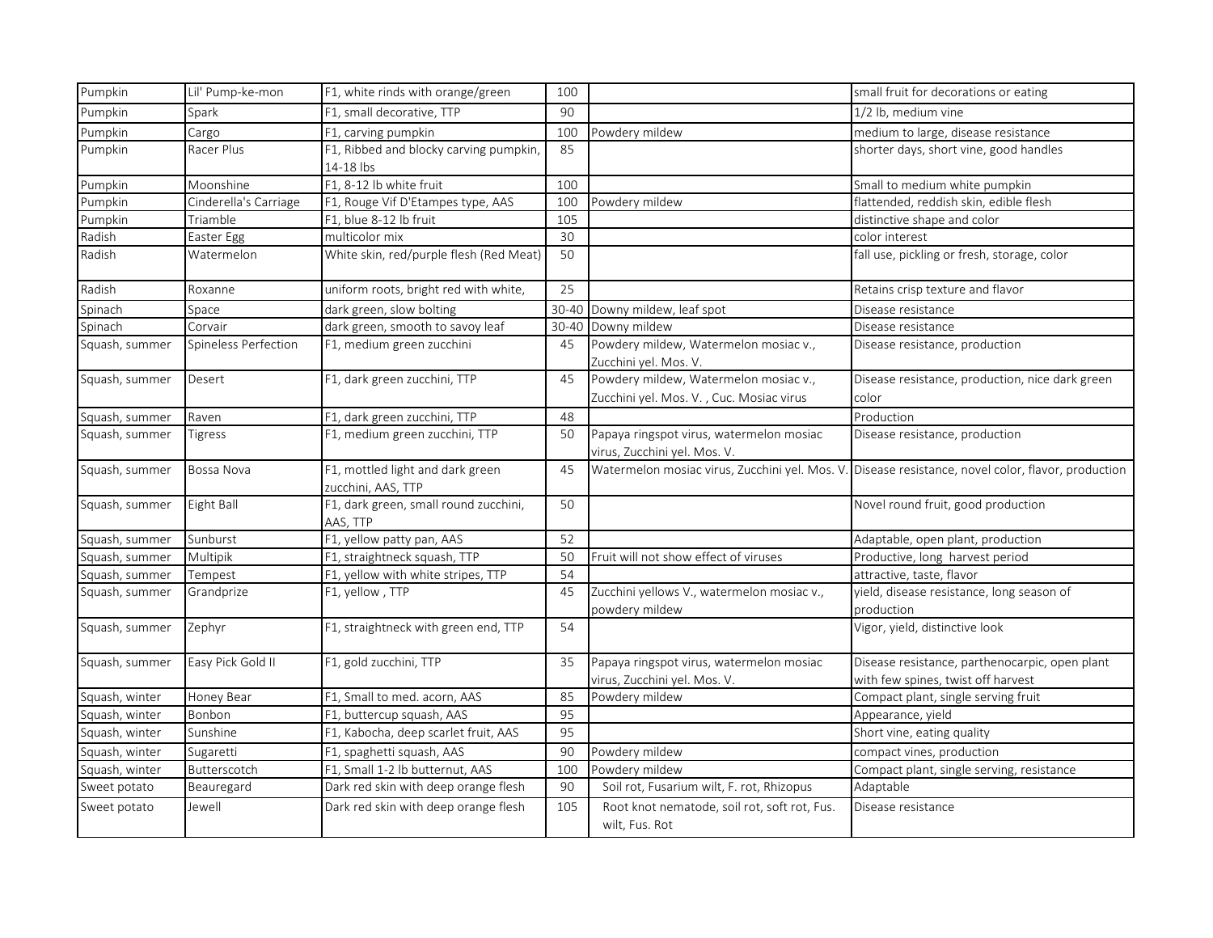| Pumpkin | Lil' Pump-ke-mon | F1, white rinds with orange/green | 100 | | small fruit for decorations or eating |
|---|---|---|---|---|---|
| Pumpkin | Spark | F1, small decorative, TTP | 90 | | 1/2 lb, medium vine |
| Pumpkin | Cargo | F1, carving pumpkin | 100 | Powdery mildew | medium to large, disease resistance |
| Pumpkin | Racer Plus | F1, Ribbed and blocky carving pumpkin, 14-18 lbs | 85 | | shorter days, short vine, good handles |
| Pumpkin | Moonshine | F1, 8-12 lb white fruit | 100 | | Small to medium white pumpkin |
| Pumpkin | Cinderella's Carriage | F1, Rouge Vif D'Etampes type, AAS | 100 | Powdery mildew | flattended, reddish skin, edible flesh |
| Pumpkin | Triamble | F1, blue 8-12 lb fruit | 105 | | distinctive shape and color |
| Radish | Easter Egg | multicolor mix | 30 | | color interest |
| Radish | Watermelon | White skin, red/purple flesh (Red Meat) | 50 | | fall use, pickling or fresh, storage, color |
| Radish | Roxanne | uniform roots, bright red with white, | 25 | | Retains crisp texture and flavor |
| Spinach | Space | dark green, slow bolting | 30-40 | Downy mildew, leaf spot | Disease resistance |
| Spinach | Corvair | dark green, smooth to savoy leaf | 30-40 | Downy mildew | Disease resistance |
| Squash, summer | Spineless Perfection | F1, medium green zucchini | 45 | Powdery mildew, Watermelon mosiac v., Zucchini yel. Mos. V. | Disease resistance, production |
| Squash, summer | Desert | F1, dark green zucchini, TTP | 45 | Powdery mildew, Watermelon mosiac v., Zucchini yel. Mos. V. , Cuc. Mosiac virus | Disease resistance, production, nice dark green color |
| Squash, summer | Raven | F1, dark green zucchini, TTP | 48 | | Production |
| Squash, summer | Tigress | F1, medium green zucchini, TTP | 50 | Papaya ringspot virus, watermelon mosiac virus, Zucchini yel. Mos. V. | Disease resistance, production |
| Squash, summer | Bossa Nova | F1, mottled light and dark green zucchini, AAS, TTP | 45 | Watermelon mosiac virus, Zucchini yel. Mos. V. | Disease resistance, novel color, flavor, production |
| Squash, summer | Eight Ball | F1, dark green, small round zucchini, AAS, TTP | 50 | | Novel round fruit, good production |
| Squash, summer | Sunburst | F1, yellow patty pan, AAS | 52 | | Adaptable, open plant, production |
| Squash, summer | Multipik | F1, straightneck squash, TTP | 50 | Fruit will not show effect of viruses | Productive, long harvest period |
| Squash, summer | Tempest | F1, yellow with white stripes, TTP | 54 | | attractive, taste, flavor |
| Squash, summer | Grandprize | F1, yellow , TTP | 45 | Zucchini yellows V., watermelon mosiac v., powdery mildew | yield, disease resistance, long season of production |
| Squash, summer | Zephyr | F1, straightneck with green end, TTP | 54 | | Vigor, yield, distinctive look |
| Squash, summer | Easy Pick Gold II | F1, gold zucchini, TTP | 35 | Papaya ringspot virus, watermelon mosiac virus, Zucchini yel. Mos. V. | Disease resistance, parthenocarpic, open plant with few spines, twist off harvest |
| Squash, winter | Honey Bear | F1, Small to med. acorn, AAS | 85 | Powdery mildew | Compact plant, single serving fruit |
| Squash, winter | Bonbon | F1, buttercup squash, AAS | 95 | | Appearance, yield |
| Squash, winter | Sunshine | F1, Kabocha, deep scarlet fruit, AAS | 95 | | Short vine, eating quality |
| Squash, winter | Sugaretti | F1, spaghetti squash, AAS | 90 | Powdery mildew | compact vines, production |
| Squash, winter | Butterscotch | F1, Small 1-2 lb butternut, AAS | 100 | Powdery mildew | Compact plant, single serving, resistance |
| Sweet potato | Beauregard | Dark red skin with deep orange flesh | 90 | Soil rot, Fusarium wilt, F. rot, Rhizopus | Adaptable |
| Sweet potato | Jewell | Dark red skin with deep orange flesh | 105 | Root knot nematode, soil rot, soft rot, Fus. wilt, Fus. Rot | Disease resistance |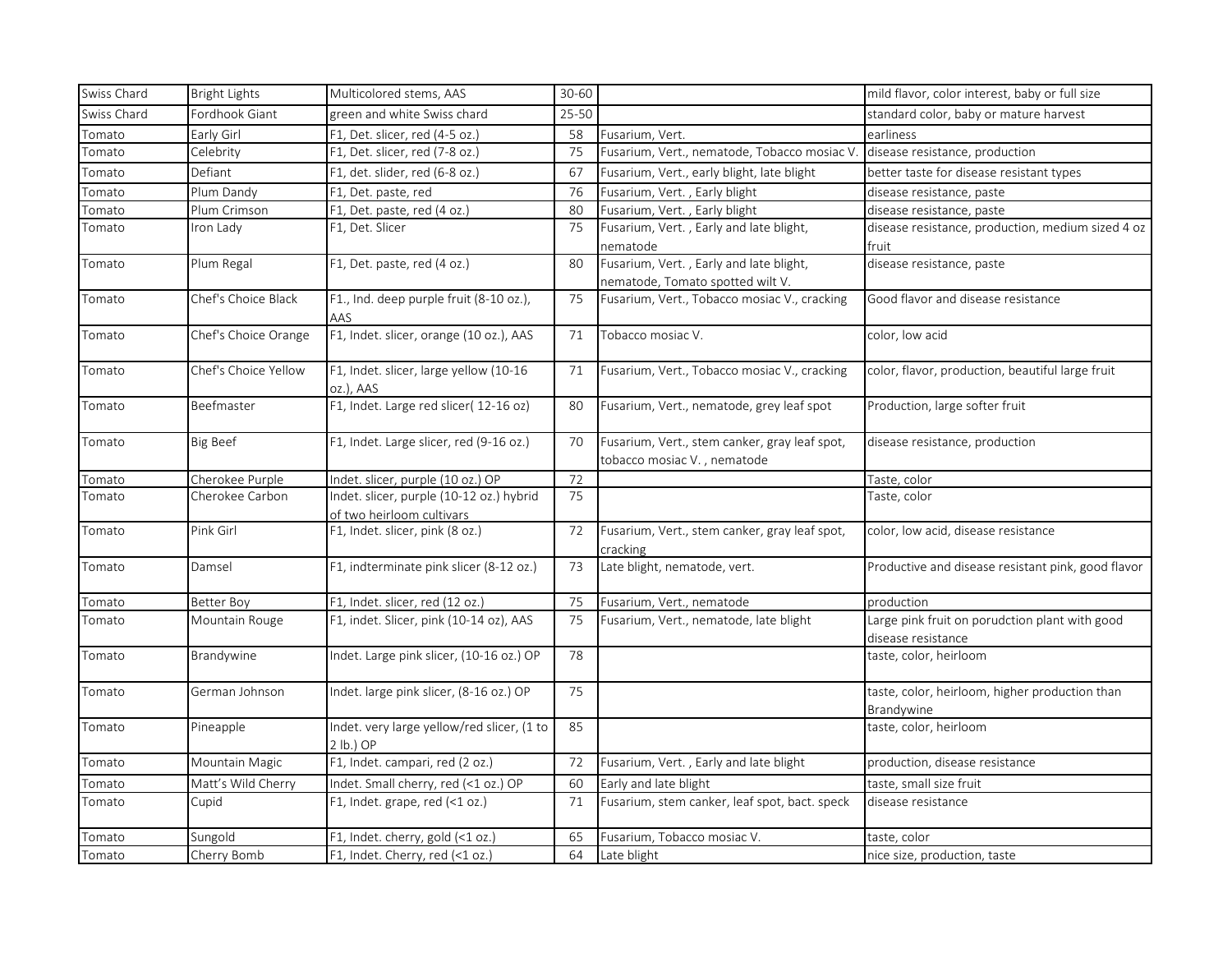| | | | | | |
|---|---|---|---|---|---|
| Swiss Chard | Bright Lights | Multicolored stems, AAS | 30-60 | | mild flavor, color interest, baby or full size |
| Swiss Chard | Fordhook Giant | green and white Swiss chard | 25-50 | | standard color, baby or mature harvest |
| Tomato | Early Girl | F1, Det. slicer, red (4-5 oz.) | 58 | Fusarium, Vert. | earliness |
| Tomato | Celebrity | F1, Det. slicer, red (7-8 oz.) | 75 | Fusarium, Vert., nematode, Tobacco mosiac V. | disease resistance, production |
| Tomato | Defiant | F1, det. slider, red (6-8 oz.) | 67 | Fusarium, Vert., early blight, late blight | better taste for disease resistant types |
| Tomato | Plum Dandy | F1, Det. paste, red | 76 | Fusarium, Vert. , Early blight | disease resistance, paste |
| Tomato | Plum Crimson | F1, Det. paste, red (4 oz.) | 80 | Fusarium, Vert. , Early blight | disease resistance, paste |
| Tomato | Iron Lady | F1, Det. Slicer | 75 | Fusarium, Vert. , Early and late blight, nematode | disease resistance, production, medium sized 4 oz fruit |
| Tomato | Plum Regal | F1, Det. paste, red (4 oz.) | 80 | Fusarium, Vert. , Early and late blight, nematode, Tomato spotted wilt V. | disease resistance, paste |
| Tomato | Chef's Choice Black | F1., Ind. deep purple fruit (8-10 oz.), AAS | 75 | Fusarium, Vert., Tobacco mosiac V., cracking | Good flavor and disease resistance |
| Tomato | Chef's Choice Orange | F1, Indet. slicer, orange (10 oz.), AAS | 71 | Tobacco mosiac V. | color, low acid |
| Tomato | Chef's Choice Yellow | F1, Indet. slicer, large yellow (10-16 oz.), AAS | 71 | Fusarium, Vert., Tobacco mosiac V., cracking | color, flavor, production, beautiful large fruit |
| Tomato | Beefmaster | F1, Indet. Large red slicer( 12-16 oz) | 80 | Fusarium, Vert., nematode, grey leaf spot | Production, large softer fruit |
| Tomato | Big Beef | F1, Indet. Large slicer, red (9-16 oz.) | 70 | Fusarium, Vert., stem canker, gray leaf spot, tobacco mosiac V. , nematode | disease resistance, production |
| Tomato | Cherokee Purple | Indet. slicer, purple (10 oz.) OP | 72 | | Taste, color |
| Tomato | Cherokee Carbon | Indet. slicer, purple (10-12 oz.) hybrid of two heirloom cultivars | 75 | | Taste, color |
| Tomato | Pink Girl | F1, Indet. slicer, pink (8 oz.) | 72 | Fusarium, Vert., stem canker, gray leaf spot, cracking | color, low acid, disease resistance |
| Tomato | Damsel | F1, indterminate pink slicer (8-12 oz.) | 73 | Late blight, nematode, vert. | Productive and disease resistant pink, good flavor |
| Tomato | Better Boy | F1, Indet. slicer, red (12 oz.) | 75 | Fusarium, Vert., nematode | production |
| Tomato | Mountain Rouge | F1, indet. Slicer, pink (10-14 oz), AAS | 75 | Fusarium, Vert., nematode, late blight | Large pink fruit on porudction plant with good disease resistance |
| Tomato | Brandywine | Indet. Large pink slicer, (10-16 oz.) OP | 78 | | taste, color, heirloom |
| Tomato | German Johnson | Indet. large pink slicer, (8-16 oz.) OP | 75 | | taste, color, heirloom, higher production than Brandywine |
| Tomato | Pineapple | Indet. very large yellow/red slicer, (1 to 2 lb.) OP | 85 | | taste, color, heirloom |
| Tomato | Mountain Magic | F1, Indet. campari, red (2 oz.) | 72 | Fusarium, Vert. , Early and late blight | production, disease resistance |
| Tomato | Matt's Wild Cherry | Indet. Small cherry, red (<1 oz.) OP | 60 | Early and late blight | taste, small size fruit |
| Tomato | Cupid | F1, Indet. grape, red (<1 oz.) | 71 | Fusarium, stem canker, leaf spot, bact. speck | disease resistance |
| Tomato | Sungold | F1, Indet. cherry, gold (<1 oz.) | 65 | Fusarium, Tobacco mosiac V. | taste, color |
| Tomato | Cherry Bomb | F1, Indet. Cherry, red (<1 oz.) | 64 | Late blight | nice size, production, taste |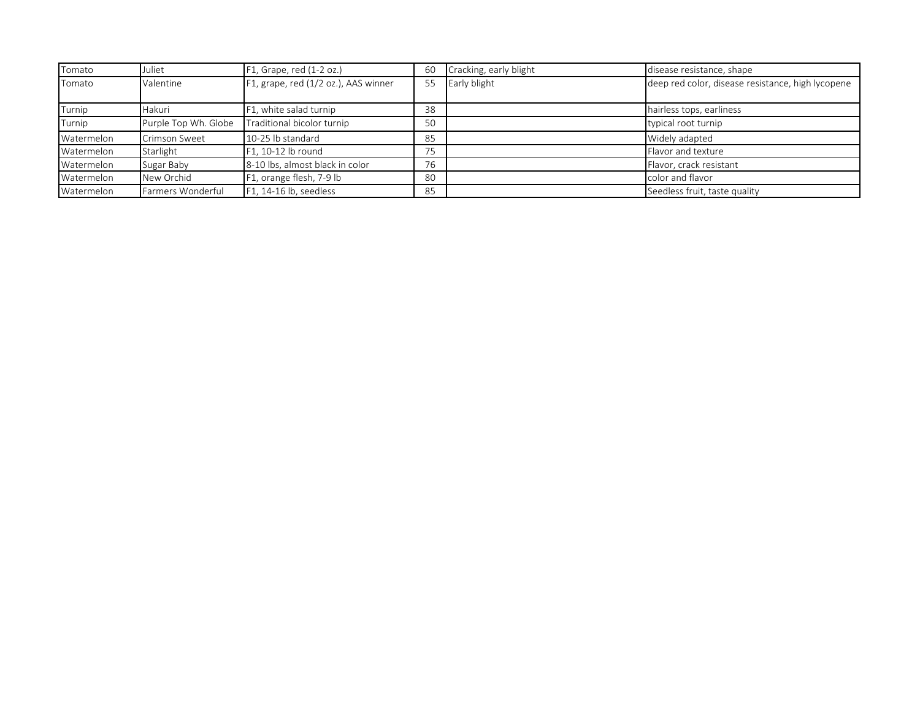| | | | | | |
|---|---|---|---|---|---|
| Tomato | Juliet | F1, Grape, red (1-2 oz.) | 60 | Cracking, early blight | disease resistance, shape |
| Tomato | Valentine | F1, grape, red (1/2 oz.), AAS winner | 55 | Early blight | deep red color, disease resistance, high lycopene |
| Turnip | Hakuri | F1, white salad turnip | 38 | | hairless tops, earliness |
| Turnip | Purple Top Wh. Globe | Traditional bicolor turnip | 50 | | typical root turnip |
| Watermelon | Crimson Sweet | 10-25 lb standard | 85 | | Widely adapted |
| Watermelon | Starlight | F1, 10-12 lb round | 75 | | Flavor and texture |
| Watermelon | Sugar Baby | 8-10 lbs, almost black in color | 76 | | Flavor, crack resistant |
| Watermelon | New Orchid | F1, orange flesh, 7-9 lb | 80 | | color and flavor |
| Watermelon | Farmers Wonderful | F1, 14-16 lb, seedless | 85 | | Seedless fruit, taste quality |